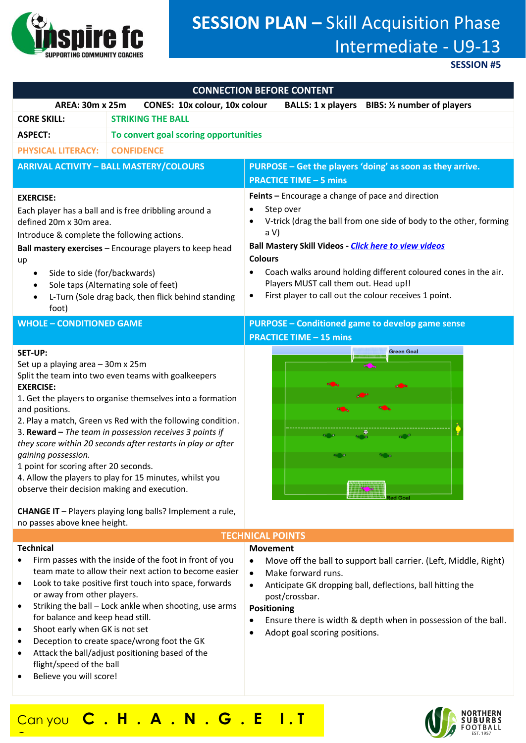# SESSION PLAN – Skill Acquisition Phase Intermediate - U9-13

**SESSION #5**

## CONNECTION BEFORE CONTENT

**AREA: 30m x 25m** **CONES: 10x colour, 10x colour** **BALLS: 1 x players** **BIBS: ½ number of players**

| | |
|---|---|
| **CORE SKILL:** | **STRIKING THE BALL** |
| **ASPECT:** | **To convert goal scoring opportunities** |
| **PHYSICAL LITERACY:** | **CONFIDENCE** |

## ARRIVAL ACTIVITY – BALL MASTERY/COLOURS

**PURPOSE – Get the players 'doing' as soon as they arrive.**
**PRACTICE TIME – 5 mins**

**EXERCISE:**

Each player has a ball and is free dribbling around a defined 20m x 30m area.

Introduce & complete the following actions.

**Ball mastery exercises** – Encourage players to keep head up

- Side to side (for/backwards)
- Sole taps (Alternating sole of feet)
- L-Turn (Sole drag back, then flick behind standing foot)

**Feints –** Encourage a change of pace and direction

- Step over
- V-trick (drag the ball from one side of body to the other, forming a V)

**Ball Mastery Skill Videos -** ***Click here to view videos***

**Colours**

- Coach walks around holding different coloured cones in the air. Players MUST call them out. Head up!!
- First player to call out the colour receives 1 point.

## WHOLE – CONDITIONED GAME

**PURPOSE – Conditioned game to develop game sense**
**PRACTICE TIME – 15 mins**

**SET-UP:**

Set up a playing area – 30m x 25m

Split the team into two even teams with goalkeepers

**EXERCISE:**

1. Get the players to organise themselves into a formation and positions.
2. Play a match, Green vs Red with the following condition.
3. **Reward –** *The team in possession receives 3 points if they score within 20 seconds after restarts in play or after gaining possession.*

1 point for scoring after 20 seconds.

4. Allow the players to play for 15 minutes, whilst you observe their decision making and execution.

**CHANGE IT** – Players playing long balls? Implement a rule, no passes above knee height.

Green Goal

Red Goal

## TECHNICAL POINTS

**Technical**

- Firm passes with the inside of the foot in front of you team mate to allow their next action to become easier
- Look to take positive first touch into space, forwards or away from other players.
- Striking the ball – Lock ankle when shooting, use arms for balance and keep head still.
- Shoot early when GK is not set
- Deception to create space/wrong foot the GK
- Attack the ball/adjust positioning based of the flight/speed of the ball
- Believe you will score!

**Movement**

- Move off the ball to support ball carrier. (Left, Middle, Right)
- Make forward runs.
- Anticipate GK dropping ball, deflections, ball hitting the post/crossbar.

**Positioning**

- Ensure there is width & depth when in possession of the ball.
- Adopt goal scoring positions.

Can you **C . H . A . N . G . E I . T**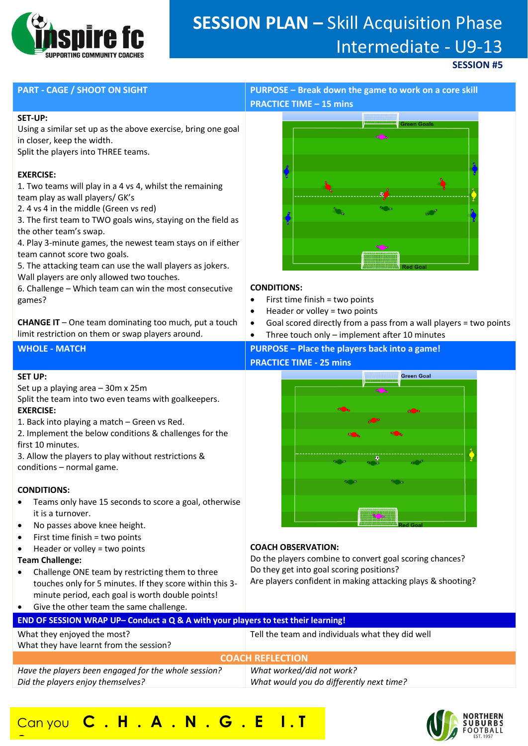# SESSION PLAN – Skill Acquisition Phase Intermediate - U9-13

**SESSION #5**

## PART - CAGE / SHOOT ON SIGHT

**PURPOSE – Break down the game to work on a core skill**

**PRACTICE TIME – 15 mins**

**SET-UP:**
Using a similar set up as the above exercise, bring one goal in closer, keep the width.
Split the players into THREE teams.

**EXERCISE:**
1. Two teams will play in a 4 vs 4, whilst the remaining team play as wall players/ GK's
2. 4 vs 4 in the middle (Green vs red)
3. The first team to TWO goals wins, staying on the field as the other team's swap.
4. Play 3-minute games, the newest team stays on if either team cannot score two goals.
5. The attacking team can use the wall players as jokers. Wall players are only allowed two touches.
6. Challenge – Which team can win the most consecutive games?

**CHANGE IT** – One team dominating too much, put a touch limit restriction on them or swap players around.

Green Goals

Red Goal

**CONDITIONS:**
- First time finish = two points
- Header or volley = two points
- Goal scored directly from a pass from a wall players = two points
- Three touch only – implement after 10 minutes

## WHOLE - MATCH

**PURPOSE – Place the players back into a game!**

**PRACTICE TIME - 25 mins**

**SET UP:**
Set up a playing area – 30m x 25m
Split the team into two even teams with goalkeepers.

**EXERCISE:**
1. Back into playing a match – Green vs Red.
2. Implement the below conditions & challenges for the first 10 minutes.
3. Allow the players to play without restrictions & conditions – normal game.

**CONDITIONS:**
- Teams only have 15 seconds to score a goal, otherwise it is a turnover.
- No passes above knee height.
- First time finish = two points
- Header or volley = two points

**Team Challenge:**
- Challenge ONE team by restricting them to three touches only for 5 minutes. If they score within this 3-minute period, each goal is worth double points!
- Give the other team the same challenge.

Green Goal

Red Goal

**COACH OBSERVATION:**
Do the players combine to convert goal scoring chances?
Do they get into goal scoring positions?
Are players confident in making attacking plays & shooting?

## END OF SESSION WRAP UP– Conduct a Q & A with your players to test their learning!

What they enjoyed the most?
What they have learnt from the session?

Tell the team and individuals what they did well

## COACH REFLECTION

*Have the players been engaged for the whole session?*
*Did the players enjoy themselves?*

*What worked/did not work?*
*What would you do differently next time?*

Can you C . H . A . N . G . E I . T